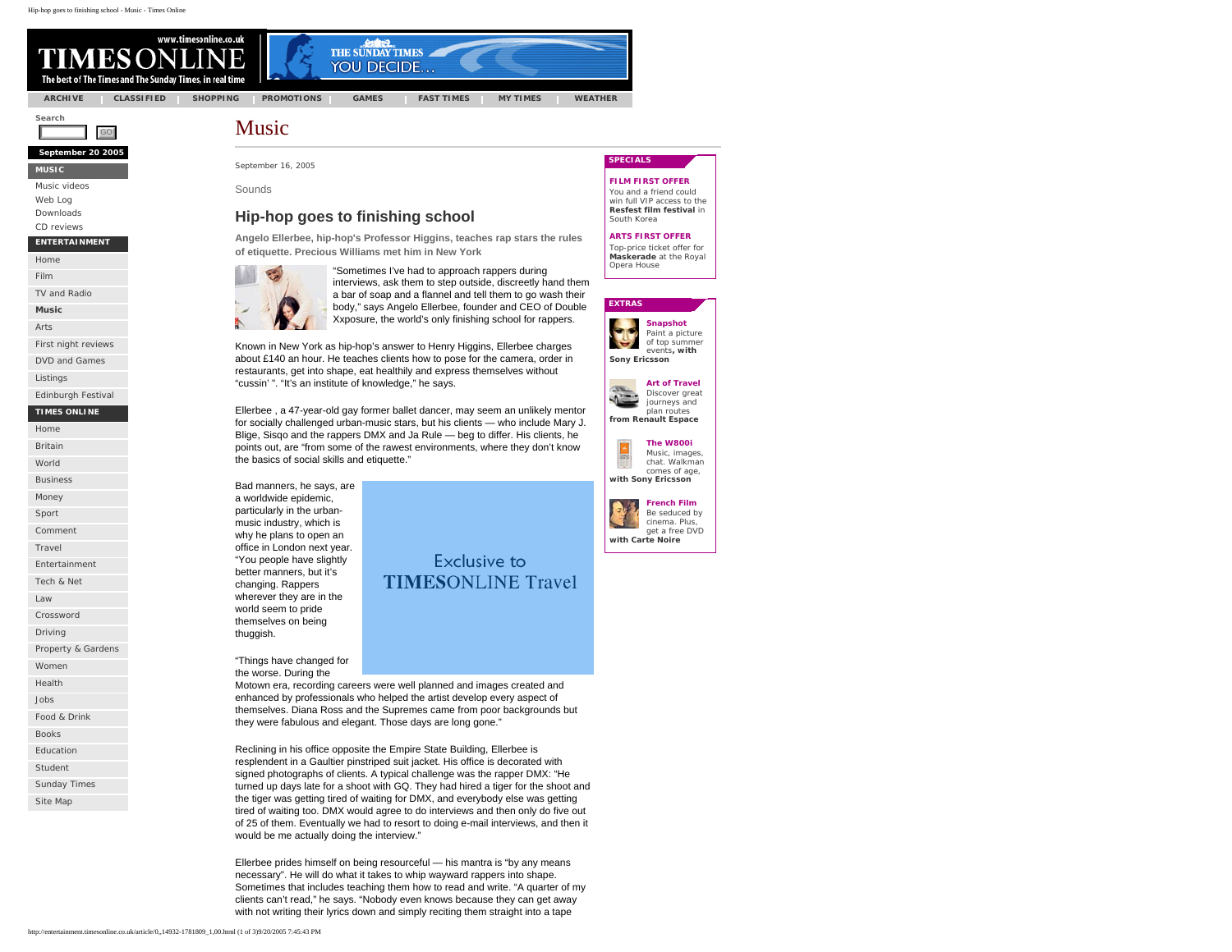# Music

September 16, 2005

Sounds

## Hip-hop goes to finishing school

**Angelo Ellerbee, hip-hop's Professor Higgins, teaches rap stars the rules of etiquette. Precious Williams met him in New York**

"Sometimes I've had to approach rappers during interviews, ask them to step outside, discreetly hand them a bar of soap and a flannel and tell them to go wash their body," says Angelo Ellerbee, founder and CEO of Double Xxposure, the world's only finishing school for rappers.

Known in New York as hip-hop's answer to Henry Higgins, Ellerbee charges about £140 an hour. He teaches clients how to pose for the camera, order in restaurants, get into shape, eat healthily and express themselves without "cussin' ". "It's an institute of knowledge," he says.

Ellerbee , a 47-year-old gay former ballet dancer, may seem an unlikely mentor for socially challenged urban-music stars, but his clients — who include Mary J. Blige, Sisqo and the rappers DMX and Ja Rule — beg to differ. His clients, he points out, are "from some of the rawest environments, where they don't know the basics of social skills and etiquette."

Bad manners, he says, are a worldwide epidemic, particularly in the urban-music industry, which is why he plans to open an office in London next year. "You people have slightly better manners, but it's changing. Rappers wherever they are in the world seem to pride themselves on being thuggish.

"Things have changed for the worse. During the Motown era, recording careers were well planned and images created and enhanced by professionals who helped the artist develop every aspect of themselves. Diana Ross and the Supremes came from poor backgrounds but they were fabulous and elegant. Those days are long gone."

Reclining in his office opposite the Empire State Building, Ellerbee is resplendent in a Gaultier pinstriped suit jacket. His office is decorated with signed photographs of clients. A typical challenge was the rapper DMX: "He turned up days late for a shoot with GQ. They had hired a tiger for the shoot and the tiger was getting tired of waiting for DMX, and everybody else was getting tired of waiting too. DMX would agree to do interviews and then only do five out of 25 of them. Eventually we had to resort to doing e-mail interviews, and then it would be me actually doing the interview."

Ellerbee prides himself on being resourceful — his mantra is "by any means necessary". He will do what it takes to whip wayward rappers into shape. Sometimes that includes teaching them how to read and write. "A quarter of my clients can't read," he says. "Nobody even knows because they can get away with not writing their lyrics down and simply reciting them straight into a tape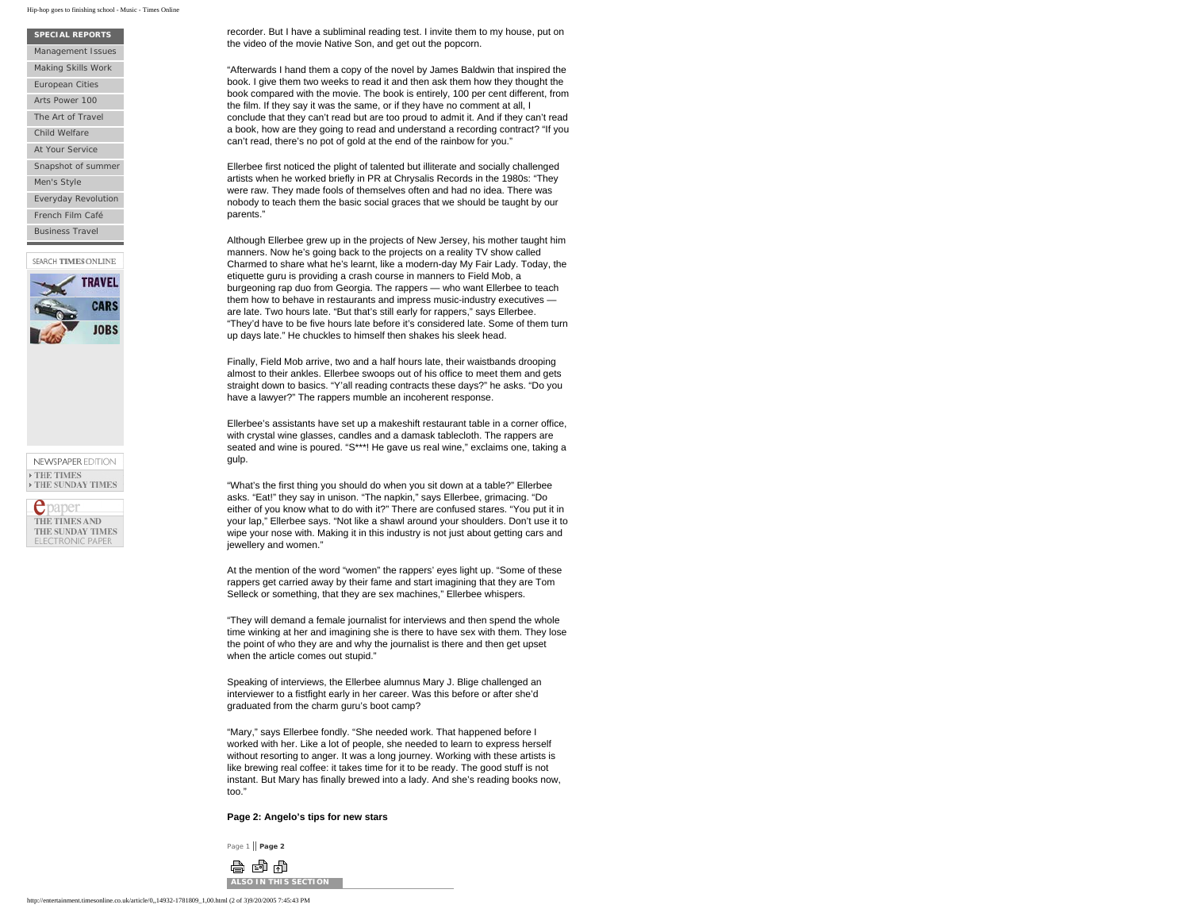recorder. But I have a subliminal reading test. I invite them to my house, put on the video of the movie Native Son, and get out the popcorn.

"Afterwards I hand them a copy of the novel by James Baldwin that inspired the book. I give them two weeks to read it and then ask them how they thought the book compared with the movie. The book is entirely, 100 per cent different, from the film. If they say it was the same, or if they have no comment at all, I conclude that they can't read but are too proud to admit it. And if they can't read a book, how are they going to read and understand a recording contract? "If you can't read, there's no pot of gold at the end of the rainbow for you."

Ellerbee first noticed the plight of talented but illiterate and socially challenged artists when he worked briefly in PR at Chrysalis Records in the 1980s: "They were raw. They made fools of themselves often and had no idea. There was nobody to teach them the basic social graces that we should be taught by our parents."

Although Ellerbee grew up in the projects of New Jersey, his mother taught him manners. Now he's going back to the projects on a reality TV show called Charmed to share what he's learnt, like a modern-day My Fair Lady. Today, the etiquette guru is providing a crash course in manners to Field Mob, a burgeoning rap duo from Georgia. The rappers — who want Ellerbee to teach them how to behave in restaurants and impress music-industry executives — are late. Two hours late. "But that's still early for rappers," says Ellerbee. "They'd have to be five hours late before it's considered late. Some of them turn up days late." He chuckles to himself then shakes his sleek head.

Finally, Field Mob arrive, two and a half hours late, their waistbands drooping almost to their ankles. Ellerbee swoops out of his office to meet them and gets straight down to basics. "Y'all reading contracts these days?" he asks. "Do you have a lawyer?" The rappers mumble an incoherent response.

Ellerbee's assistants have set up a makeshift restaurant table in a corner office, with crystal wine glasses, candles and a damask tablecloth. The rappers are seated and wine is poured. "S***! He gave us real wine," exclaims one, taking a gulp.

"What's the first thing you should do when you sit down at a table?" Ellerbee asks. "Eat!" they say in unison. "The napkin," says Ellerbee, grimacing. "Do either of you know what to do with it?" There are confused stares. "You put it in your lap," Ellerbee says. "Not like a shawl around your shoulders. Don't use it to wipe your nose with. Making it in this industry is not just about getting cars and jewellery and women."

At the mention of the word "women" the rappers' eyes light up. "Some of these rappers get carried away by their fame and start imagining that they are Tom Selleck or something, that they are sex machines," Ellerbee whispers.

"They will demand a female journalist for interviews and then spend the whole time winking at her and imagining she is there to have sex with them. They lose the point of who they are and why the journalist is there and then get upset when the article comes out stupid."

Speaking of interviews, the Ellerbee alumnus Mary J. Blige challenged an interviewer to a fistfight early in her career. Was this before or after she'd graduated from the charm guru's boot camp?

"Mary," says Ellerbee fondly. "She needed work. That happened before I worked with her. Like a lot of people, she needed to learn to express herself without resorting to anger. It was a long journey. Working with these artists is like brewing real coffee: it takes time for it to be ready. The good stuff is not instant. But Mary has finally brewed into a lady. And she's reading books now, too."

**Page 2: Angelo's tips for new stars**

Page 1 || **Page 2**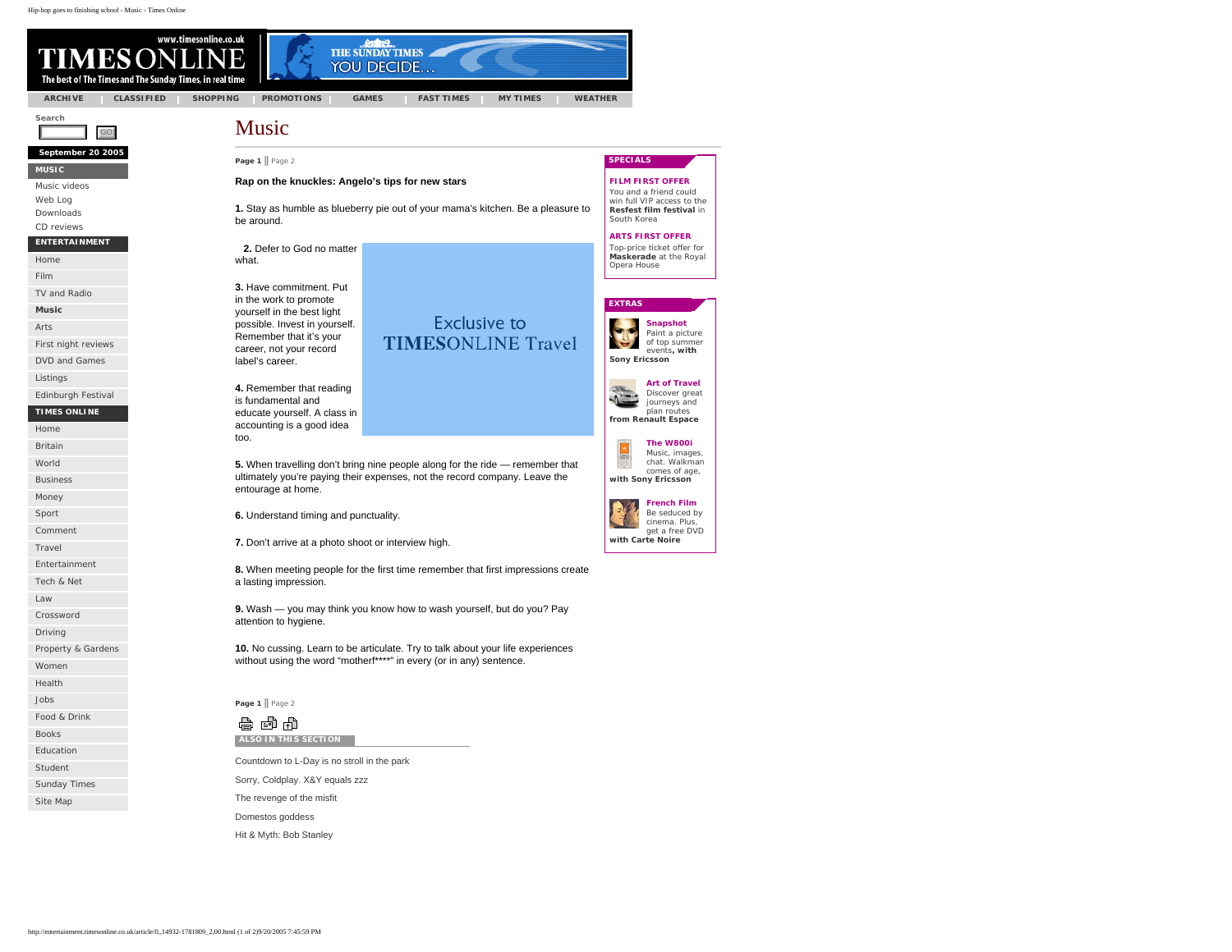# Music

**Page 1** || Page 2

**Rap on the knuckles: Angelo's tips for new stars**

**1.** Stay as humble as blueberry pie out of your mama's kitchen. Be a pleasure to be around.

**2.** Defer to God no matter what.

**3.** Have commitment. Put in the work to promote yourself in the best light possible. Invest in yourself. Remember that it's your career, not your record label's career.

**4.** Remember that reading is fundamental and educate yourself. A class in accounting is a good idea too.

**5.** When travelling don't bring nine people along for the ride — remember that ultimately you're paying their expenses, not the record company. Leave the entourage at home.

**6.** Understand timing and punctuality.

**7.** Don't arrive at a photo shoot or interview high.

**8.** When meeting people for the first time remember that first impressions create a lasting impression.

**9.** Wash — you may think you know how to wash yourself, but do you? Pay attention to hygiene.

**10.** No cussing. Learn to be articulate. Try to talk about your life experiences without using the word "motherf****" in every (or in any) sentence.

**Page 1** || Page 2

**ALSO IN THIS SECTION**

Countdown to L-Day is no stroll in the park

Sorry, Coldplay. X&Y equals zzz

The revenge of the misfit

Domestos goddess

Hit & Myth: Bob Stanley